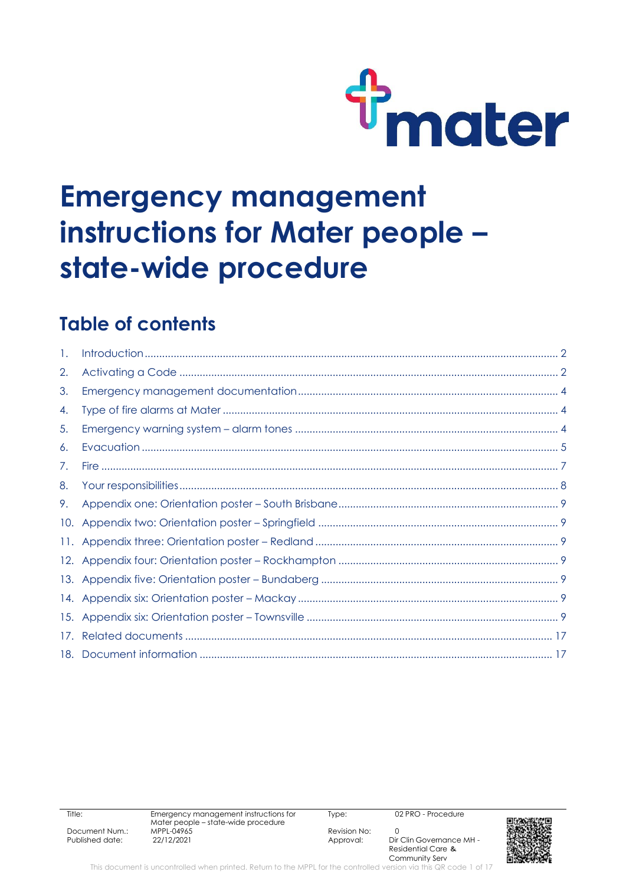# Emergency management instructions for Mater people – state-wide procedure

## Table of contents

1. Introduction ........ 2
2. Activating a Code ........ 2
3. Emergency management documentation ........ 4
4. Type of fire alarms at Mater ........ 4
5. Emergency warning system – alarm tones ........ 4
6. Evacuation ........ 5
7. Fire ........ 7
8. Your responsibilities ........ 8
9. Appendix one: Orientation poster – South Brisbane ........ 9
10. Appendix two: Orientation poster – Springfield ........ 9
11. Appendix three: Orientation poster – Redland ........ 9
12. Appendix four: Orientation poster – Rockhampton ........ 9
13. Appendix five: Orientation poster – Bundaberg ........ 9
14. Appendix six: Orientation poster – Mackay ........ 9
15. Appendix six: Orientation poster – Townsville ........ 9
17. Related documents ........ 17
18. Document information ........ 17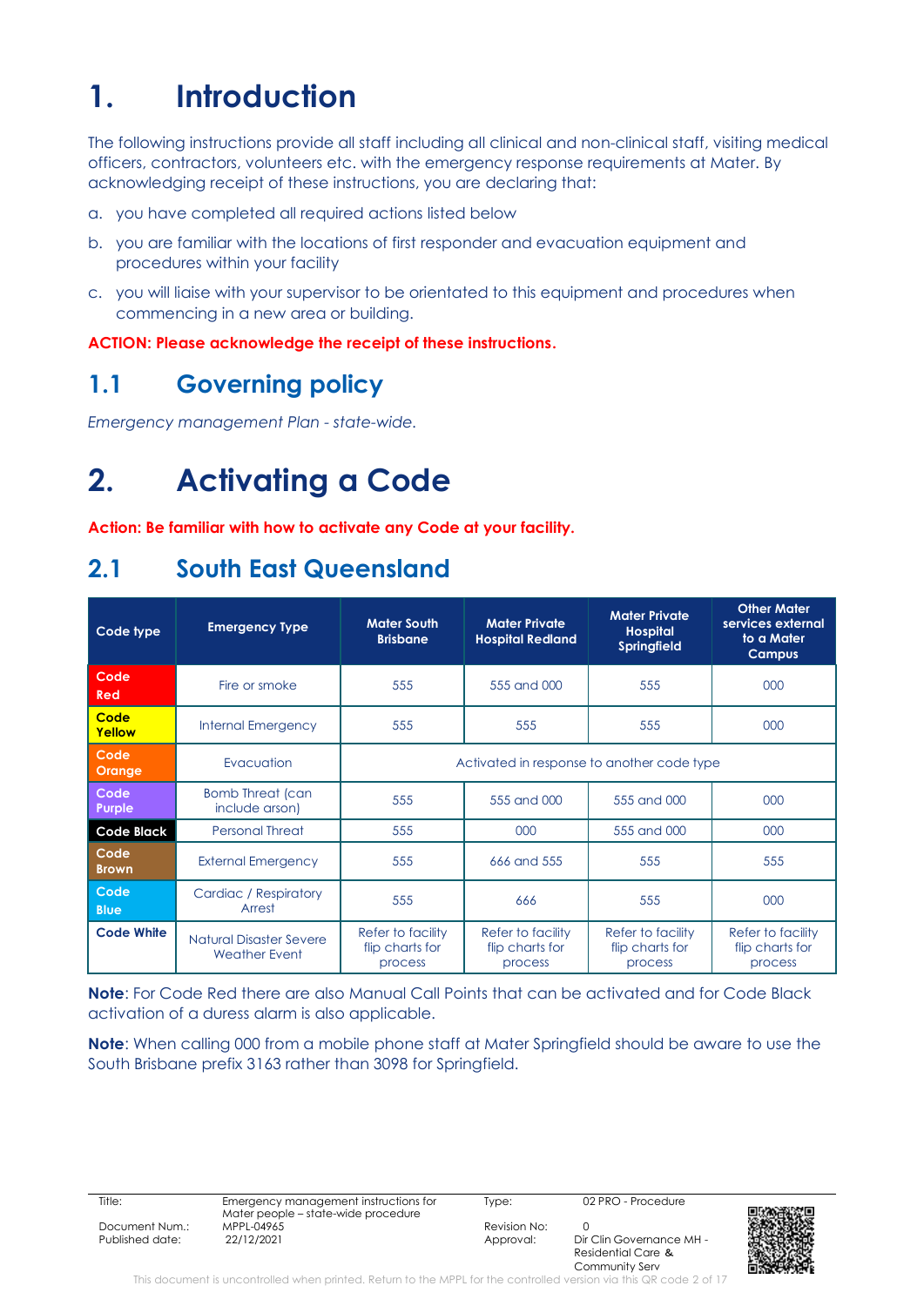# 1. Introduction

The following instructions provide all staff including all clinical and non-clinical staff, visiting medical officers, contractors, volunteers etc. with the emergency response requirements at Mater. By acknowledging receipt of these instructions, you are declaring that:

a. you have completed all required actions listed below

b. you are familiar with the locations of first responder and evacuation equipment and procedures within your facility

c. you will liaise with your supervisor to be orientated to this equipment and procedures when commencing in a new area or building.

**ACTION: Please acknowledge the receipt of these instructions.**

## 1.1 Governing policy

*Emergency management Plan - state-wide.*

# 2. Activating a Code

**Action: Be familiar with how to activate any Code at your facility.**

## 2.1 South East Queensland

| Code type | Emergency Type | Mater South Brisbane | Mater Private Hospital Redland | Mater Private Hospital Springfield | Other Mater services external to a Mater Campus |
|---|---|---|---|---|---|
| Code Red | Fire or smoke | 555 | 555 and 000 | 555 | 000 |
| Code Yellow | Internal Emergency | 555 | 555 | 555 | 000 |
| Code Orange | Evacuation | Activated in response to another code type | | | |
| Code Purple | Bomb Threat (can include arson) | 555 | 555 and 000 | 555 and 000 | 000 |
| Code Black | Personal Threat | 555 | 000 | 555 and 000 | 000 |
| Code Brown | External Emergency | 555 | 666 and 555 | 555 | 555 |
| Code Blue | Cardiac / Respiratory Arrest | 555 | 666 | 555 | 000 |
| Code White | Natural Disaster Severe Weather Event | Refer to facility flip charts for process | Refer to facility flip charts for process | Refer to facility flip charts for process | Refer to facility flip charts for process |

**Note**: For Code Red there are also Manual Call Points that can be activated and for Code Black activation of a duress alarm is also applicable.

**Note**: When calling 000 from a mobile phone staff at Mater Springfield should be aware to use the South Brisbane prefix 3163 rather than 3098 for Springfield.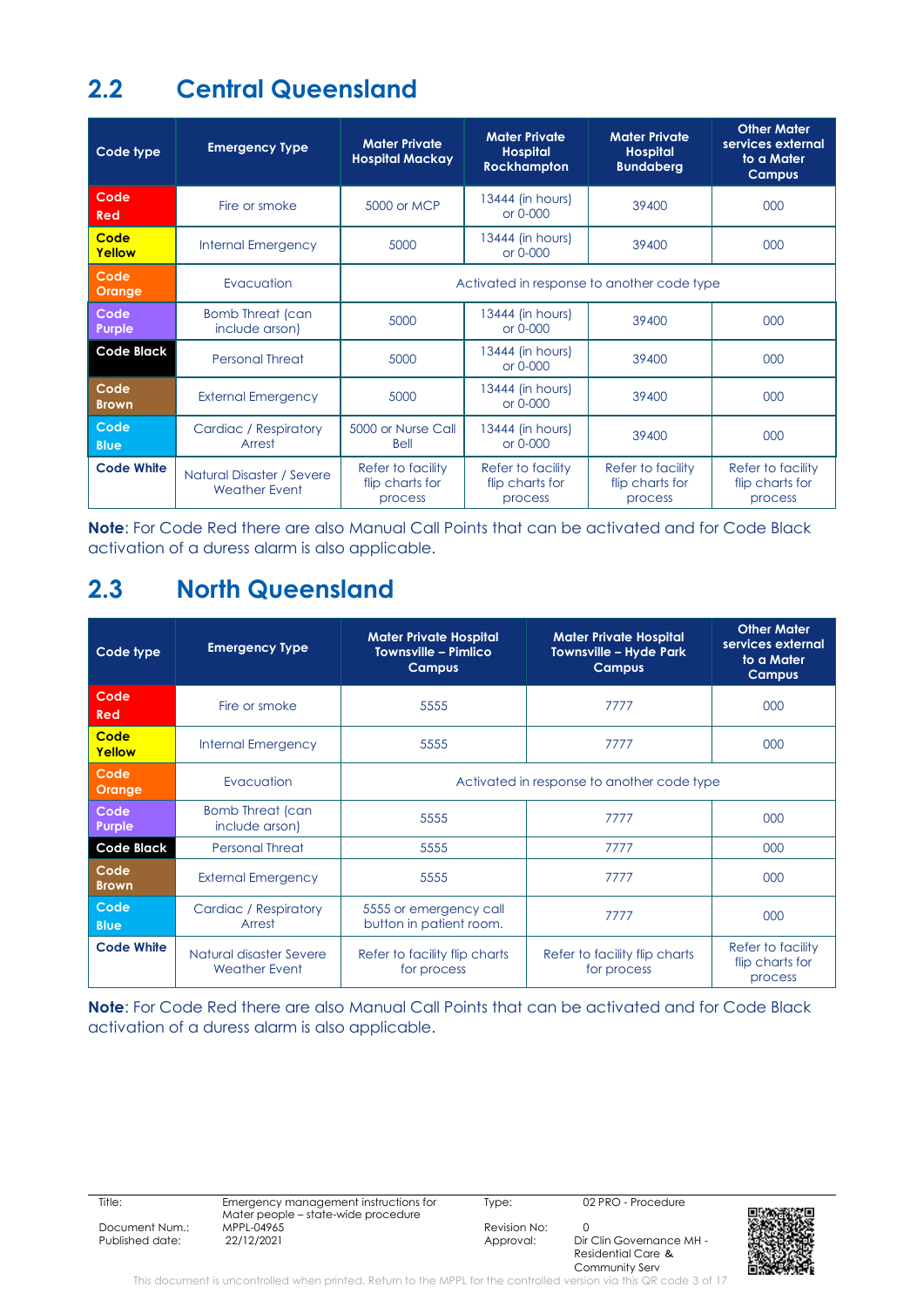## 2.2 Central Queensland

| Code type | Emergency Type | Mater Private Hospital Mackay | Mater Private Hospital Rockhampton | Mater Private Hospital Bundaberg | Other Mater services external to a Mater Campus |
|---|---|---|---|---|---|
| Code Red | Fire or smoke | 5000 or MCP | 13444 (in hours) or 0-000 | 39400 | 000 |
| Code Yellow | Internal Emergency | 5000 | 13444 (in hours) or 0-000 | 39400 | 000 |
| Code Orange | Evacuation | Activated in response to another code type | | | |
| Code Purple | Bomb Threat (can include arson) | 5000 | 13444 (in hours) or 0-000 | 39400 | 000 |
| Code Black | Personal Threat | 5000 | 13444 (in hours) or 0-000 | 39400 | 000 |
| Code Brown | External Emergency | 5000 | 13444 (in hours) or 0-000 | 39400 | 000 |
| Code Blue | Cardiac / Respiratory Arrest | 5000 or Nurse Call Bell | 13444 (in hours) or 0-000 | 39400 | 000 |
| Code White | Natural Disaster / Severe Weather Event | Refer to facility flip charts for process | Refer to facility flip charts for process | Refer to facility flip charts for process | Refer to facility flip charts for process |

**Note**: For Code Red there are also Manual Call Points that can be activated and for Code Black activation of a duress alarm is also applicable.

## 2.3 North Queensland

| Code type | Emergency Type | Mater Private Hospital Townsville – Pimlico Campus | Mater Private Hospital Townsville – Hyde Park Campus | Other Mater services external to a Mater Campus |
|---|---|---|---|---|
| Code Red | Fire or smoke | 5555 | 7777 | 000 |
| Code Yellow | Internal Emergency | 5555 | 7777 | 000 |
| Code Orange | Evacuation | Activated in response to another code type | | |
| Code Purple | Bomb Threat (can include arson) | 5555 | 7777 | 000 |
| Code Black | Personal Threat | 5555 | 7777 | 000 |
| Code Brown | External Emergency | 5555 | 7777 | 000 |
| Code Blue | Cardiac / Respiratory Arrest | 5555 or emergency call button in patient room. | 7777 | 000 |
| Code White | Natural disaster Severe Weather Event | Refer to facility flip charts for process | Refer to facility flip charts for process | Refer to facility flip charts for process |

**Note**: For Code Red there are also Manual Call Points that can be activated and for Code Black activation of a duress alarm is also applicable.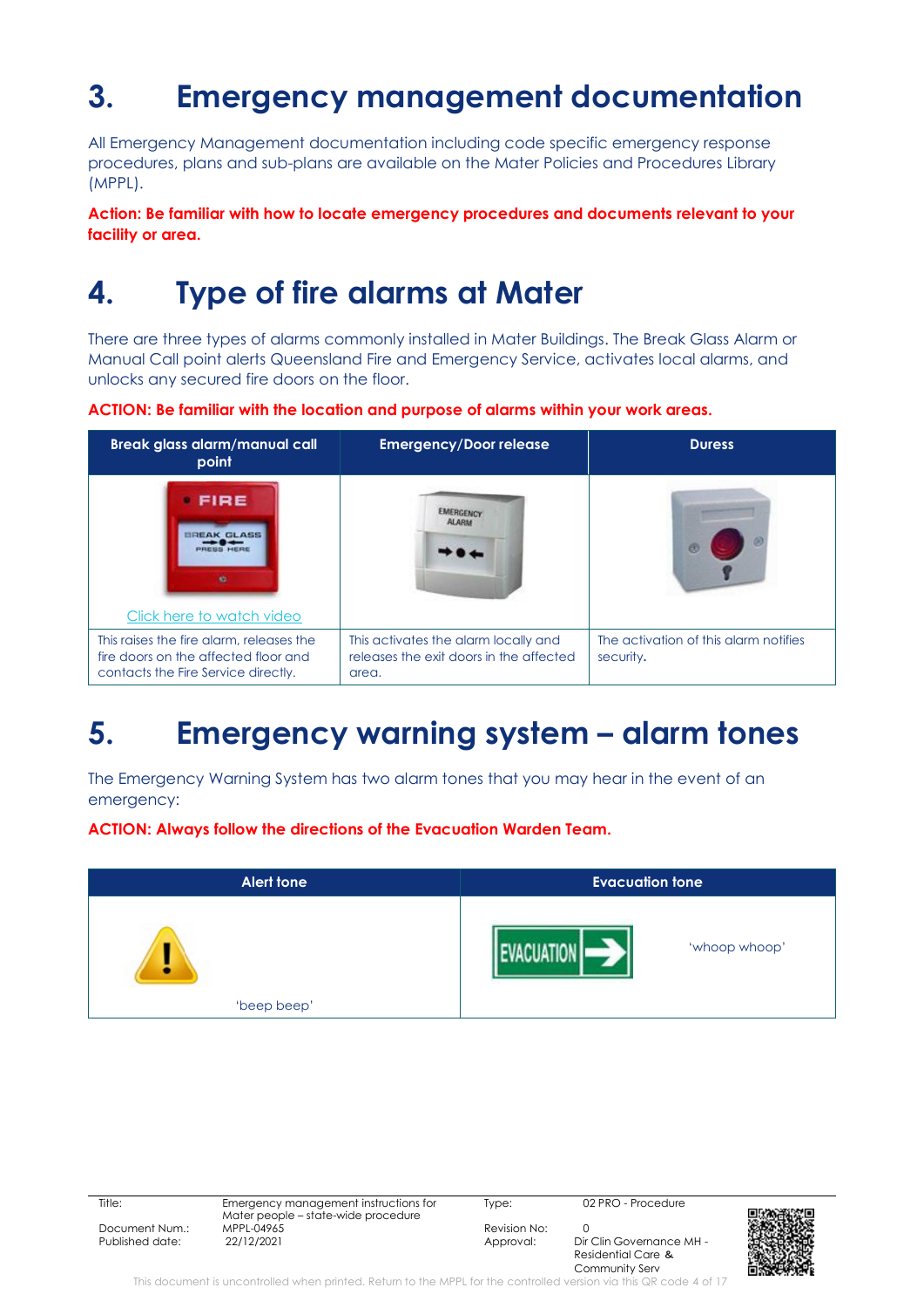# 3. Emergency management documentation

All Emergency Management documentation including code specific emergency response procedures, plans and sub-plans are available on the Mater Policies and Procedures Library (MPPL).

**Action: Be familiar with how to locate emergency procedures and documents relevant to your facility or area.**

# 4. Type of fire alarms at Mater

There are three types of alarms commonly installed in Mater Buildings. The Break Glass Alarm or Manual Call point alerts Queensland Fire and Emergency Service, activates local alarms, and unlocks any secured fire doors on the floor.

**ACTION: Be familiar with the location and purpose of alarms within your work areas.**

| Break glass alarm/manual call point | Emergency/Door release | Duress |
|---|---|---|
| Click here to watch video | | |
| This raises the fire alarm, releases the fire doors on the affected floor and contacts the Fire Service directly. | This activates the alarm locally and releases the exit doors in the affected area. | The activation of this alarm notifies security. |

# 5. Emergency warning system – alarm tones

The Emergency Warning System has two alarm tones that you may hear in the event of an emergency:

**ACTION: Always follow the directions of the Evacuation Warden Team.**

| Alert tone | Evacuation tone |
|---|---|
| 'beep beep' | 'whoop whoop' |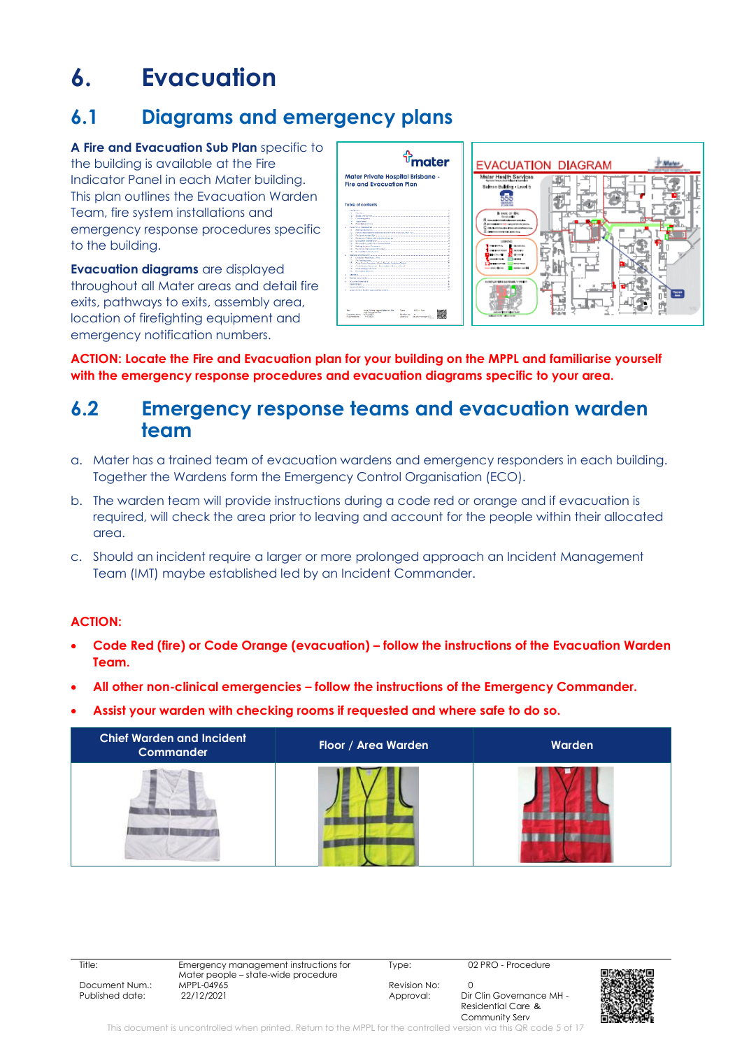# 6. Evacuation

## 6.1 Diagrams and emergency plans

**A Fire and Evacuation Sub Plan** specific to the building is available at the Fire Indicator Panel in each Mater building. This plan outlines the Evacuation Warden Team, fire system installations and emergency response procedures specific to the building.

**Evacuation diagrams** are displayed throughout all Mater areas and detail fire exits, pathways to exits, assembly area, location of firefighting equipment and emergency notification numbers.

**ACTION: Locate the Fire and Evacuation plan for your building on the MPPL and familiarise yourself with the emergency response procedures and evacuation diagrams specific to your area.**

## 6.2 Emergency response teams and evacuation warden team

a. Mater has a trained team of evacuation wardens and emergency responders in each building. Together the Wardens form the Emergency Control Organisation (ECO).

b. The warden team will provide instructions during a code red or orange and if evacuation is required, will check the area prior to leaving and account for the people within their allocated area.

c. Should an incident require a larger or more prolonged approach an Incident Management Team (IMT) maybe established led by an Incident Commander.

**ACTION:**

- **Code Red (fire) or Code Orange (evacuation) – follow the instructions of the Evacuation Warden Team.**
- **All other non-clinical emergencies – follow the instructions of the Emergency Commander.**
- **Assist your warden with checking rooms if requested and where safe to do so.**

| Chief Warden and Incident Commander | Floor / Area Warden | Warden |
|---|---|---|
| | | |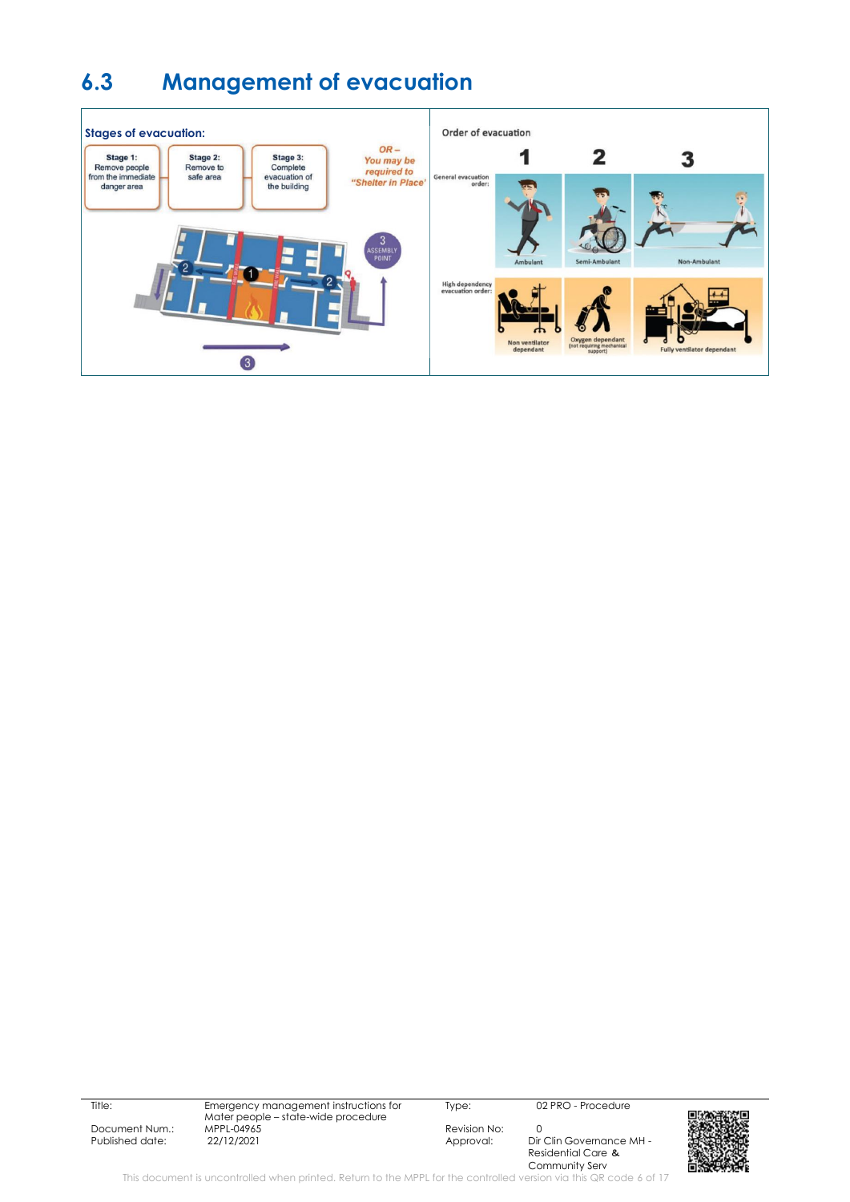## 6.3 Management of evacuation

**Stages of evacuation:**

| Stage 1: Remove people from the immediate danger area | Stage 2: Remove to safe area | Stage 3: Complete evacuation of the building | *OR – You may be required to "Shelter in Place"* |
|---|---|---|---|

3 ASSEMBLY POINT

Order of evacuation

| | 1 | 2 | 3 |
|---|---|---|---|
| General evacuation order: | Ambulant | Semi-Ambulant | Non-Ambulant |
| High dependency evacuation order: | Non ventilator dependant | Oxygen dependant (not requiring mechanical support) | Fully ventilator dependant |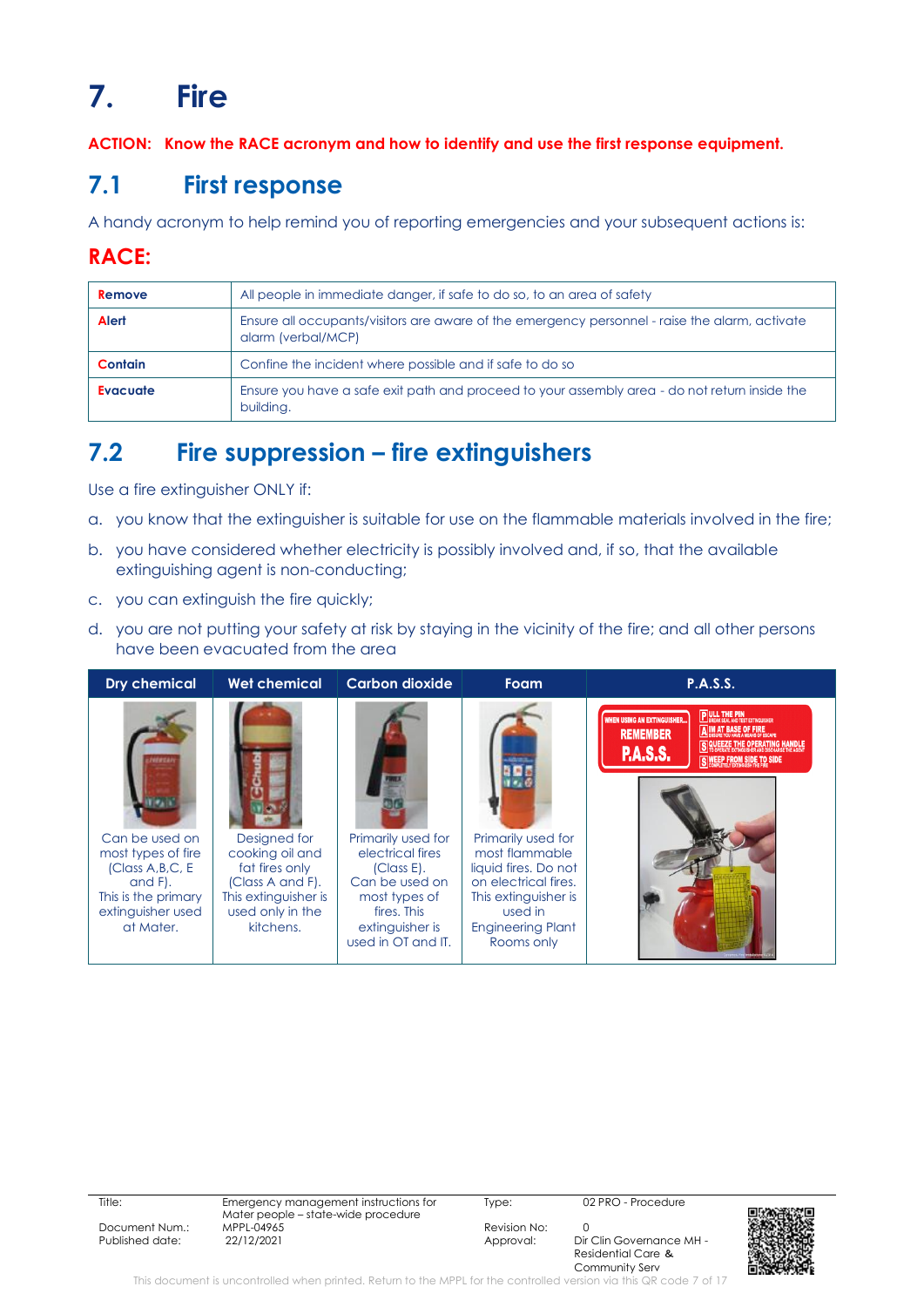# 7. Fire

**ACTION: Know the RACE acronym and how to identify and use the first response equipment.**

## 7.1 First response

A handy acronym to help remind you of reporting emergencies and your subsequent actions is:

### RACE:

| | |
|---|---|
| **Remove** | All people in immediate danger, if safe to do so, to an area of safety |
| **Alert** | Ensure all occupants/visitors are aware of the emergency personnel - raise the alarm, activate alarm (verbal/MCP) |
| **Contain** | Confine the incident where possible and if safe to do so |
| **Evacuate** | Ensure you have a safe exit path and proceed to your assembly area - do not return inside the building. |

## 7.2 Fire suppression – fire extinguishers

Use a fire extinguisher ONLY if:

a. you know that the extinguisher is suitable for use on the flammable materials involved in the fire;

b. you have considered whether electricity is possibly involved and, if so, that the available extinguishing agent is non-conducting;

c. you can extinguish the fire quickly;

d. you are not putting your safety at risk by staying in the vicinity of the fire; and all other persons have been evacuated from the area

| Dry chemical | Wet chemical | Carbon dioxide | Foam | P.A.S.S. |
|---|---|---|---|---|
| Can be used on most types of fire (Class A,B,C, E and F). This is the primary extinguisher used at Mater. | Designed for cooking oil and fat fires only (Class A and F). This extinguisher is used only in the kitchens. | Primarily used for electrical fires (Class E). Can be used on most types of fires. This extinguisher is used in OT and IT. | Primarily used for most flammable liquid fires. Do not use on electrical fires. This extinguisher is used in Engineering Plant Rooms only | WHEN USING AN EXTINGUISHER... REMEMBER P.A.S.S. PULL THE PIN; AIM AT BASE OF FIRE; SQUEEZE THE OPERATING HANDLE; SWEEP FROM SIDE TO SIDE |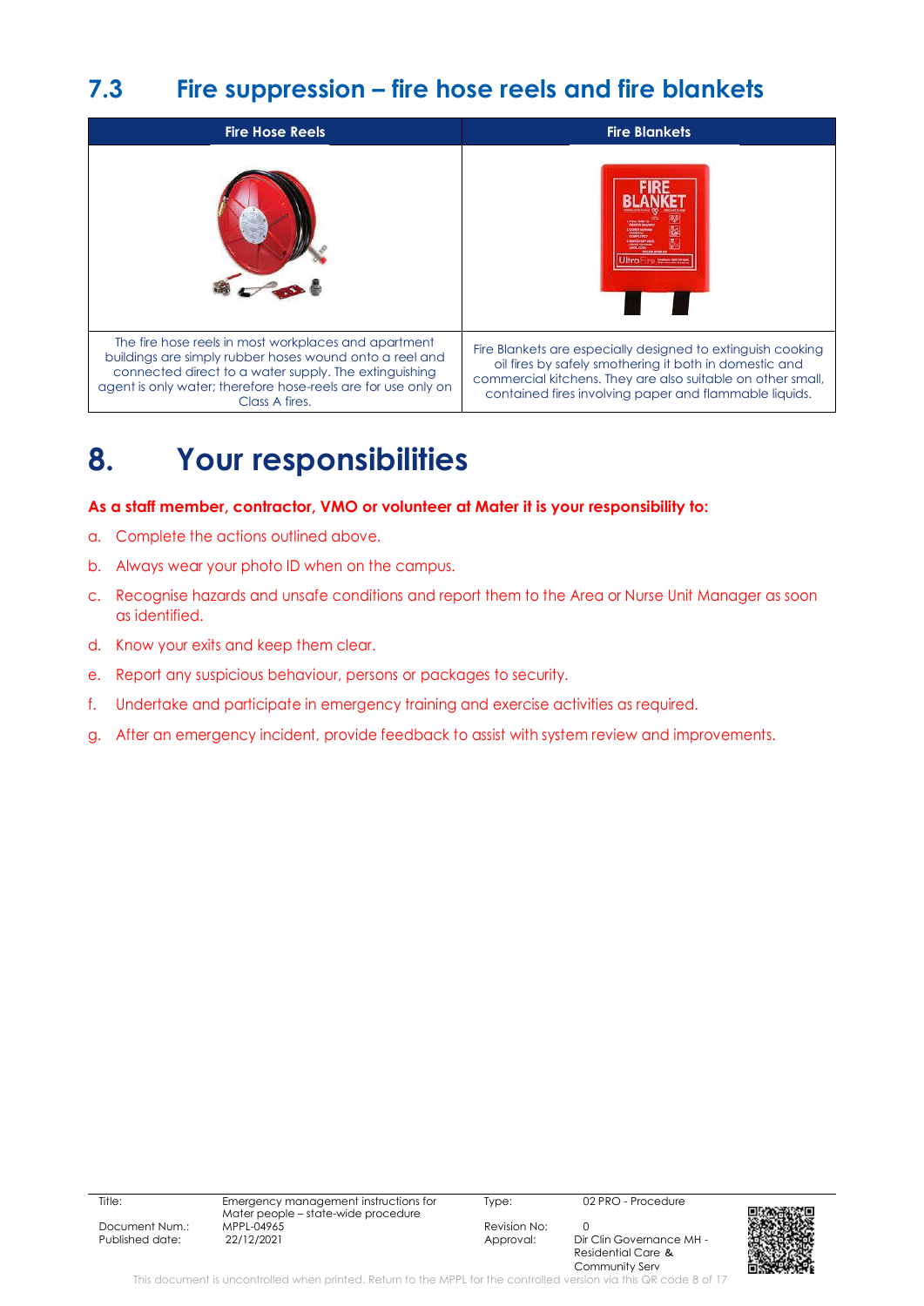## 7.3 Fire suppression – fire hose reels and fire blankets

| Fire Hose Reels | Fire Blankets |
|---|---|
| The fire hose reels in most workplaces and apartment buildings are simply rubber hoses wound onto a reel and connected direct to a water supply. The extinguishing agent is only water; therefore hose-reels are for use only on Class A fires. | Fire Blankets are especially designed to extinguish cooking oil fires by safely smothering it both in domestic and commercial kitchens. They are also suitable on other small, contained fires involving paper and flammable liquids. |

# 8. Your responsibilities

**As a staff member, contractor, VMO or volunteer at Mater it is your responsibility to:**

a. Complete the actions outlined above.

b. Always wear your photo ID when on the campus.

c. Recognise hazards and unsafe conditions and report them to the Area or Nurse Unit Manager as soon as identified.

d. Know your exits and keep them clear.

e. Report any suspicious behaviour, persons or packages to security.

f. Undertake and participate in emergency training and exercise activities as required.

g. After an emergency incident, provide feedback to assist with system review and improvements.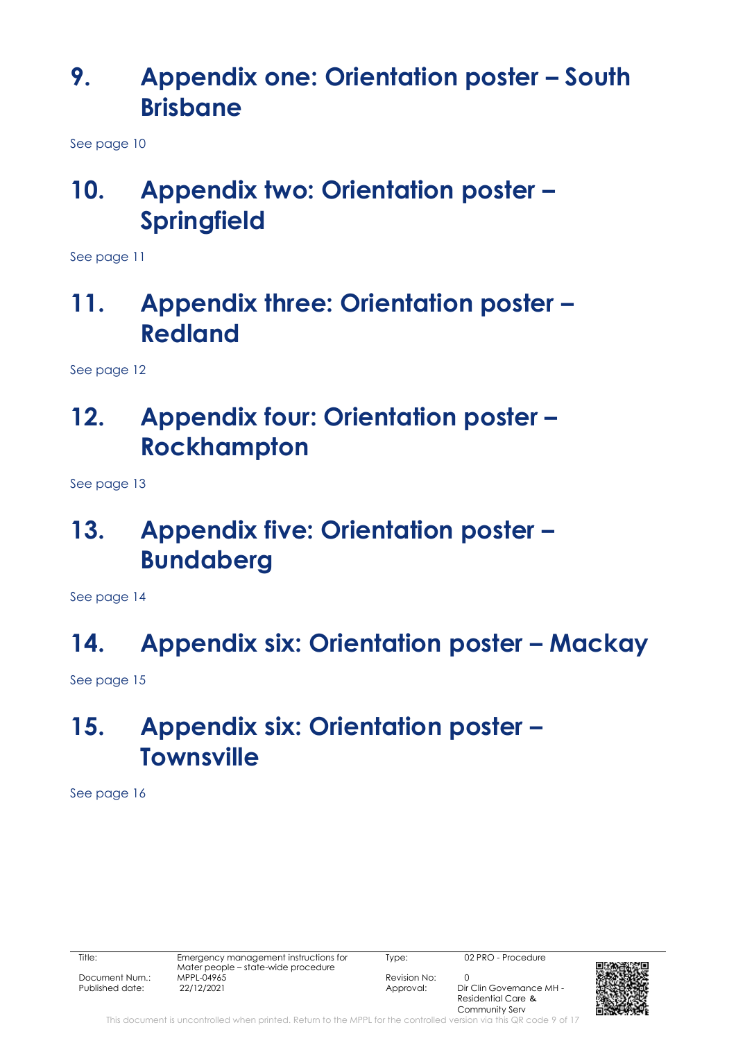# 9. Appendix one: Orientation poster – South Brisbane

See page 10

# 10. Appendix two: Orientation poster – Springfield

See page 11

# 11. Appendix three: Orientation poster – Redland

See page 12

# 12. Appendix four: Orientation poster – Rockhampton

See page 13

# 13. Appendix five: Orientation poster – Bundaberg

See page 14

# 14. Appendix six: Orientation poster – Mackay

See page 15

# 15. Appendix six: Orientation poster – Townsville

See page 16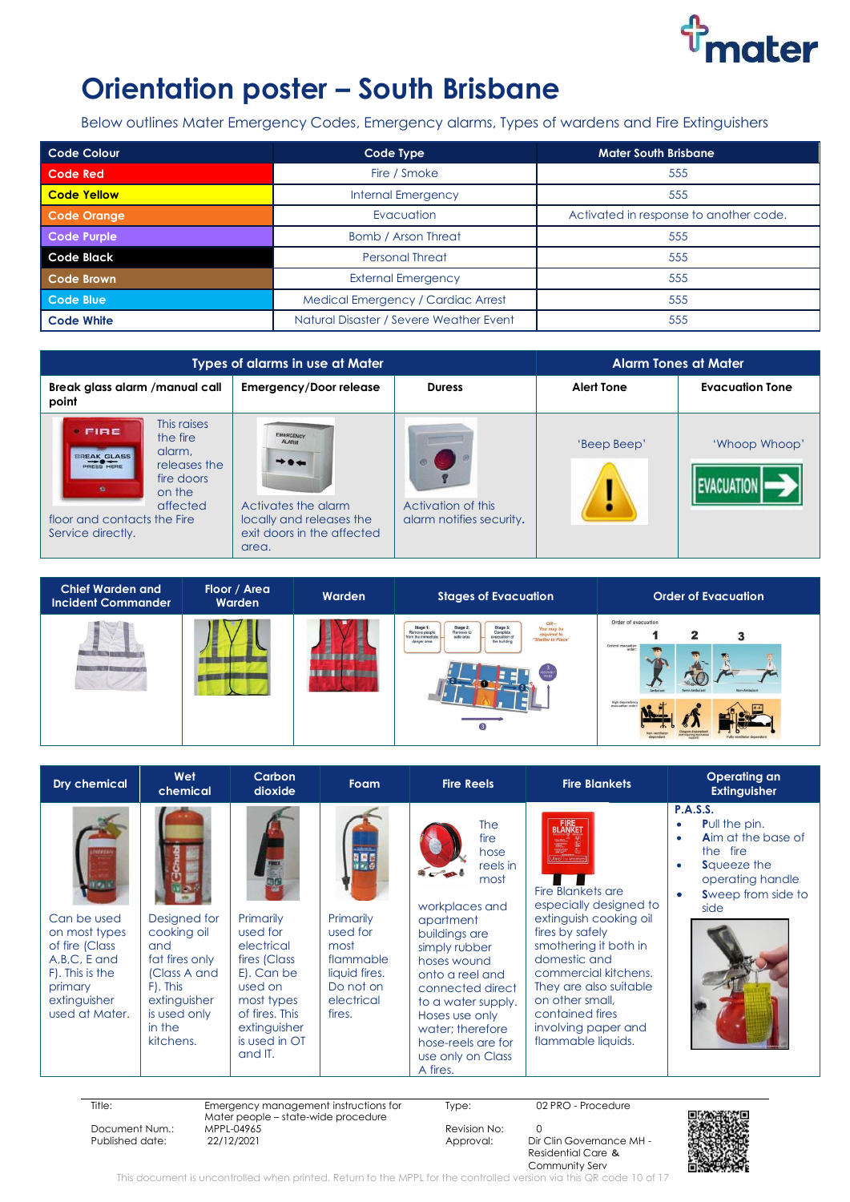# Orientation poster – South Brisbane

Below outlines Mater Emergency Codes, Emergency alarms, Types of wardens and Fire Extinguishers

| Code Colour | Code Type | Mater South Brisbane |
|---|---|---|
| Code Red | Fire / Smoke | 555 |
| Code Yellow | Internal Emergency | 555 |
| Code Orange | Evacuation | Activated in response to another code. |
| Code Purple | Bomb / Arson Threat | 555 |
| Code Black | Personal Threat | 555 |
| Code Brown | External Emergency | 555 |
| Code Blue | Medical Emergency / Cardiac Arrest | 555 |
| Code White | Natural Disaster / Severe Weather Event | 555 |

| Types of alarms in use at Mater | | | Alarm Tones at Mater | |
|---|---|---|---|---|
| **Break glass alarm /manual call point** | **Emergency/Door release** | **Duress** | **Alert Tone** | **Evacuation Tone** |
| This raises the fire alarm, releases the fire doors on the affected floor and contacts the Fire Service directly. | Activates the alarm locally and releases the exit doors in the affected area. | Activation of this alarm notifies security. | 'Beep Beep' | 'Whoop Whoop' |

| Chief Warden and Incident Commander | Floor / Area Warden | Warden | Stages of Evacuation | Order of Evacuation |
|---|---|---|---|---|

| Dry chemical | Wet chemical | Carbon dioxide | Foam | Fire Reels | Fire Blankets | Operating an Extinguisher |
|---|---|---|---|---|---|---|
| Can be used on most types of fire (Class A,B,C, E and F). This is the primary extinguisher used at Mater. | Designed for cooking oil and fat fires only (Class A and F). This extinguisher is used only in the kitchens. | Primarily used for electrical fires (Class E). Can be used on most types of fires. This extinguisher is used in OT and IT. | Primarily used for most flammable liquid fires. Do not on electrical fires. | The fire hose reels in most workplaces and apartment buildings are simply rubber hoses wound onto a reel and connected direct to a water supply. Hoses use only water; therefore hose-reels are for use only on Class A fires. | Fire Blankets are especially designed to extinguish cooking oil fires by safely smothering it both in domestic and commercial kitchens. They are also suitable on other small, contained fires involving paper and flammable liquids. | **P.A.S.S.**<br>• **P**ull the pin.<br>• **A**im at the base of the fire<br>• **S**queeze the operating handle<br>• **S**weep from side to side |

| Title: | Emergency management instructions for Mater people – state-wide procedure | Type: | 02 PRO - Procedure |
|---|---|---|---|
| Document Num.: | MPPL-04965 | Revision No: | 0 |
| Published date: | 22/12/2021 | Approval: | Dir Clin Governance MH - Residential Care & Community Serv |

This document is uncontrolled when printed. Return to the MPPL for the controlled version via this QR code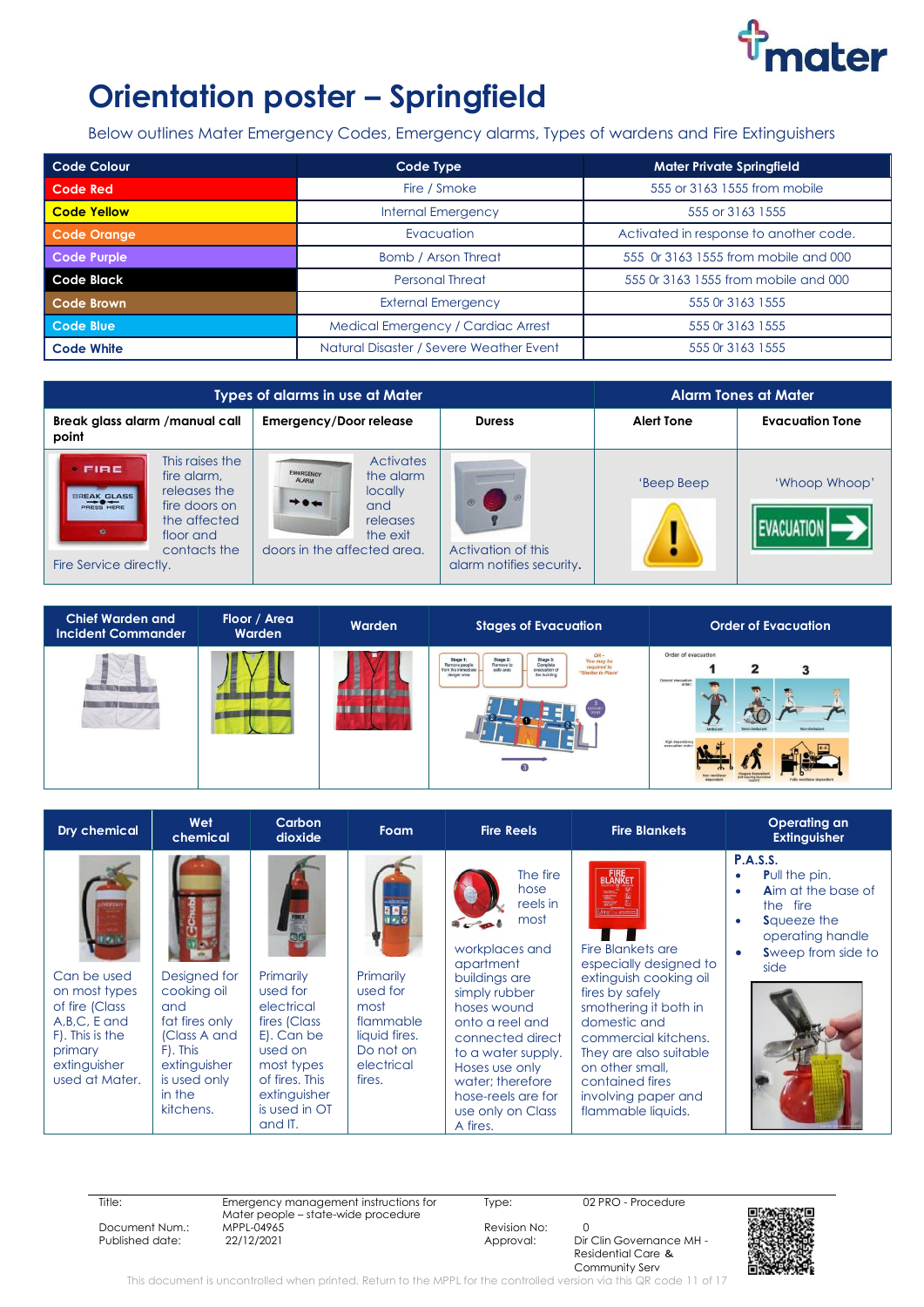# Orientation poster – Springfield

Below outlines Mater Emergency Codes, Emergency alarms, Types of wardens and Fire Extinguishers

| Code Colour | Code Type | Mater Private Springfield |
|---|---|---|
| Code Red | Fire / Smoke | 555 or 3163 1555 from mobile |
| Code Yellow | Internal Emergency | 555 or 3163 1555 |
| Code Orange | Evacuation | Activated in response to another code. |
| Code Purple | Bomb / Arson Threat | 555 Or 3163 1555 from mobile and 000 |
| Code Black | Personal Threat | 555 Or 3163 1555 from mobile and 000 |
| Code Brown | External Emergency | 555 Or 3163 1555 |
| Code Blue | Medical Emergency / Cardiac Arrest | 555 Or 3163 1555 |
| Code White | Natural Disaster / Severe Weather Event | 555 Or 3163 1555 |

| Types of alarms in use at Mater | | | Alarm Tones at Mater | |
|---|---|---|---|---|
| **Break glass alarm /manual call point** | **Emergency/Door release** | **Duress** | **Alert Tone** | **Evacuation Tone** |
| This raises the fire alarm, releases the fire doors on the affected floor and contacts the Fire Service directly. | Activates the alarm locally and releases the exit doors in the affected area. | Activation of this alarm notifies security. | 'Beep Beep | 'Whoop Whoop' |

| Chief Warden and Incident Commander | Floor / Area Warden | Warden | Stages of Evacuation | Order of Evacuation |
|---|---|---|---|---|

| Dry chemical | Wet chemical | Carbon dioxide | Foam | Fire Reels | Fire Blankets | Operating an Extinguisher |
|---|---|---|---|---|---|---|
| Can be used on most types of fire (Class A,B,C, E and F). This is the primary extinguisher used at Mater. | Designed for cooking oil and fat fires only (Class A and F). This extinguisher is used only in the kitchens. | Primarily used for electrical fires (Class E). Can be used on most types of fires. This extinguisher is used in OT and IT. | Primarily used for most flammable liquid fires. Do not on electrical fires. | The fire hose reels in most workplaces and apartment buildings are simply rubber hoses wound onto a reel and connected direct to a water supply. Hoses use only water; therefore hose-reels are for use only on Class A fires. | Fire Blankets are especially designed to extinguish cooking oil fires by safely smothering it both in domestic and commercial kitchens. They are also suitable on other small, contained fires involving paper and flammable liquids. | **P.A.S.S.**<br>• **P**ull the pin.<br>• **A**im at the base of the fire<br>• **S**queeze the operating handle<br>• **S**weep from side to side |

| | | | |
|---|---|---|---|
| Title: | Emergency management instructions for Mater people – state-wide procedure | Type: | 02 PRO - Procedure |
| Document Num.: | MPPL-04965 | Revision No: | 0 |
| Published date: | 22/12/2021 | Approval: | Dir Clin Governance MH - Residential Care & Community Serv |

This document is uncontrolled when printed. Return to the MPPL for the controlled version via this QR code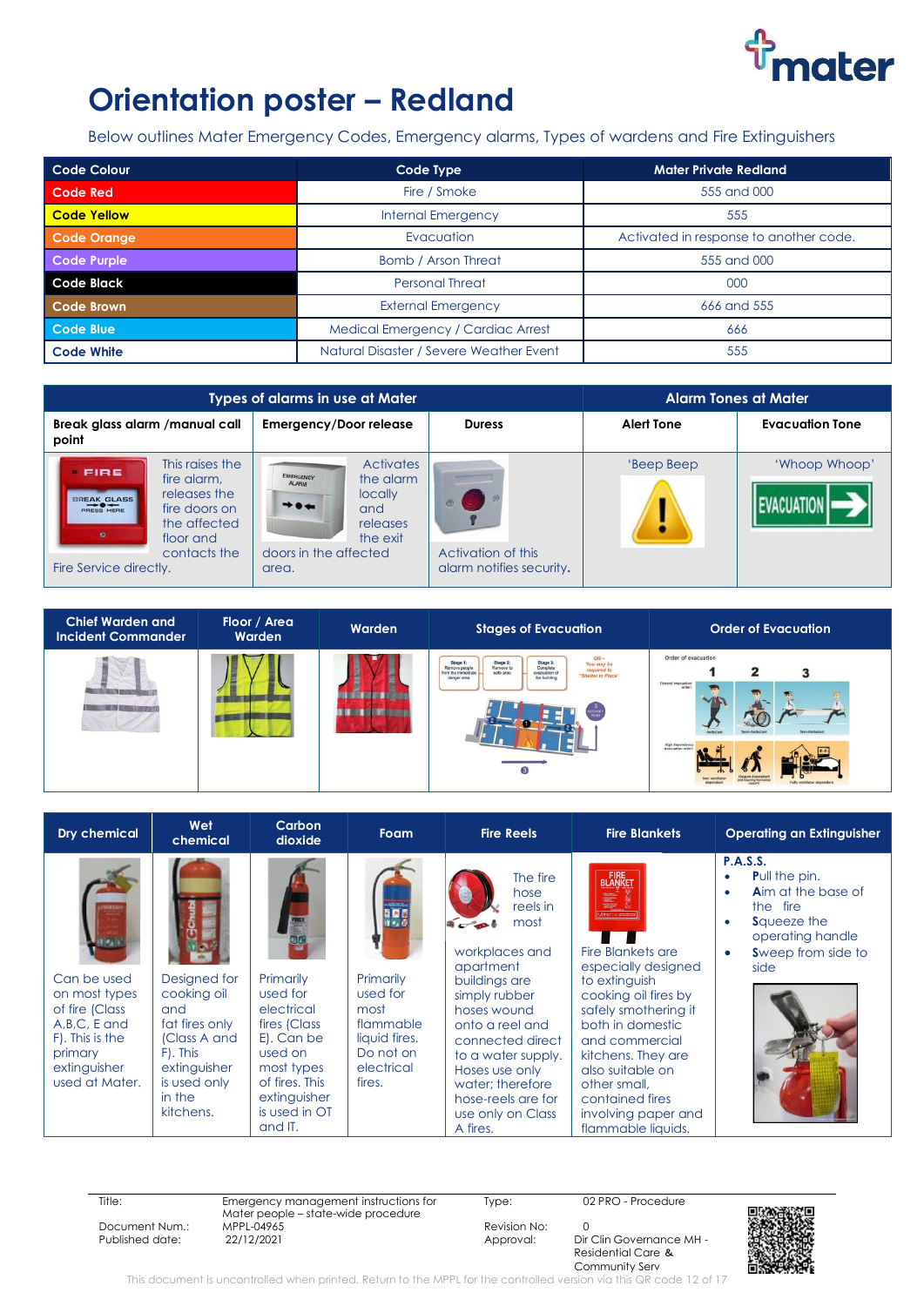# Orientation poster – Redland

Below outlines Mater Emergency Codes, Emergency alarms, Types of wardens and Fire Extinguishers

| Code Colour | Code Type | Mater Private Redland |
|---|---|---|
| Code Red | Fire / Smoke | 555 and 000 |
| Code Yellow | Internal Emergency | 555 |
| Code Orange | Evacuation | Activated in response to another code. |
| Code Purple | Bomb / Arson Threat | 555 and 000 |
| Code Black | Personal Threat | 000 |
| Code Brown | External Emergency | 666 and 555 |
| Code Blue | Medical Emergency / Cardiac Arrest | 666 |
| Code White | Natural Disaster / Severe Weather Event | 555 |

| Types of alarms in use at Mater | | | Alarm Tones at Mater | |
|---|---|---|---|---|
| **Break glass alarm /manual call point** | **Emergency/Door release** | **Duress** | **Alert Tone** | **Evacuation Tone** |
| This raises the fire alarm, releases the fire doors on the affected floor and contacts the Fire Service directly. | Activates the alarm locally and releases the exit doors in the affected area. | Activation of this alarm notifies security. | 'Beep Beep' | 'Whoop Whoop' |

| Chief Warden and Incident Commander | Floor / Area Warden | Warden | Stages of Evacuation | Order of Evacuation |
|---|---|---|---|---|

| Dry chemical | Wet chemical | Carbon dioxide | Foam | Fire Reels | Fire Blankets | Operating an Extinguisher |
|---|---|---|---|---|---|---|
| Can be used on most types of fire (Class A,B,C, E and F). This is the primary extinguisher used at Mater. | Designed for cooking oil and fat fires only (Class A and F). This extinguisher is used only in the kitchens. | Primarily used for electrical fires (Class E). Can be used on most types of fires. This extinguisher is used in OT and IT. | Primarily used for most flammable liquid fires. Do not on electrical fires. | The fire hose reels in most workplaces and apartment buildings are simply rubber hoses wound onto a reel and connected direct to a water supply. Hoses use only water; therefore hose-reels are for use only on Class A fires. | Fire Blankets are especially designed to extinguish cooking oil fires by safely smothering it both in domestic and commercial kitchens. They are also suitable on other small, contained fires involving paper and flammable liquids. | **P.A.S.S.**<br>• **P**ull the pin.<br>• **A**im at the base of the fire<br>• **S**queeze the operating handle<br>• **S**weep from side to side |

| Title: | Emergency management instructions for Mater people – state-wide procedure | Type: | 02 PRO - Procedure |
|---|---|---|---|
| Document Num.: | MPPL-04965 | Revision No: | 0 |
| Published date: | 22/12/2021 | Approval: | Dir Clin Governance MH - Residential Care & Community Serv |

This document is uncontrolled when printed. Return to the MPPL for the controlled version via this QR code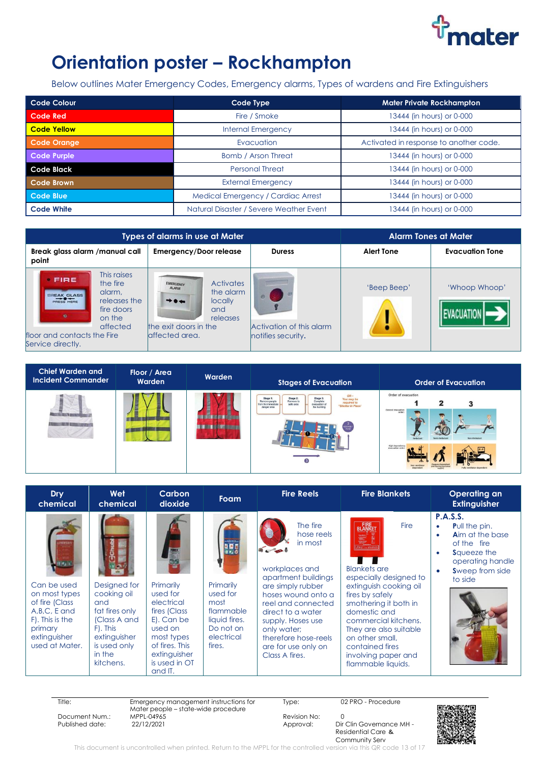# Orientation poster – Rockhampton

Below outlines Mater Emergency Codes, Emergency alarms, Types of wardens and Fire Extinguishers

| Code Colour | Code Type | Mater Private Rockhampton |
|---|---|---|
| Code Red | Fire / Smoke | 13444 (in hours) or 0-000 |
| Code Yellow | Internal Emergency | 13444 (in hours) or 0-000 |
| Code Orange | Evacuation | Activated in response to another code. |
| Code Purple | Bomb / Arson Threat | 13444 (in hours) or 0-000 |
| Code Black | Personal Threat | 13444 (in hours) or 0-000 |
| Code Brown | External Emergency | 13444 (in hours) or 0-000 |
| Code Blue | Medical Emergency / Cardiac Arrest | 13444 (in hours) or 0-000 |
| Code White | Natural Disaster / Severe Weather Event | 13444 (in hours) or 0-000 |

| Types of alarms in use at Mater | | | Alarm Tones at Mater | |
|---|---|---|---|---|
| Break glass alarm /manual call point | Emergency/Door release | Duress | Alert Tone | Evacuation Tone |
| This raises the fire alarm, releases the fire doors on the affected floor and contacts the Fire Service directly. | Activates the alarm locally and releases the exit doors in the affected area. | Activation of this alarm notifies security. | 'Beep Beep' | 'Whoop Whoop' |

| Chief Warden and Incident Commander | Floor / Area Warden | Warden | Stages of Evacuation | Order of Evacuation |
|---|---|---|---|---|

| Dry chemical | Wet chemical | Carbon dioxide | Foam | Fire Reels | Fire Blankets | Operating an Extinguisher |
|---|---|---|---|---|---|---|
| Can be used on most types of fire (Class A,B,C, E and F). This is the primary extinguisher used at Mater. | Designed for cooking oil and fat fires only (Class A and F). This extinguisher is used only in the kitchens. | Primarily used for electrical fires (Class E). Can be used on most types of fires. This extinguisher is used in OT and IT. | Primarily used for most flammable liquid fires. Do not on electrical fires. | The fire hose reels in most workplaces and apartment buildings are simply rubber hoses wound onto a reel and connected direct to a water supply. Hoses use only water; therefore hose-reels are for use only on Class A fires. | Fire Blankets are especially designed to extinguish cooking oil fires by safely smothering it both in domestic and commercial kitchens. They are also suitable on other small, contained fires involving paper and flammable liquids. | **P.A.S.S.**<br>• **P**ull the pin.<br>• **A**im at the base of the fire<br>• **S**queeze the operating handle<br>• **S**weep from side to side |

| Title: | Emergency management instructions for Mater people – state-wide procedure | Type: | 02 PRO - Procedure |
|---|---|---|---|
| Document Num.: | MPPL-04965 | Revision No: | 0 |
| Published date: | 22/12/2021 | Approval: | Dir Clin Governance MH - Residential Care & Community Serv |

This document is uncontrolled when printed. Return to the MPPL for the controlled version via this QR code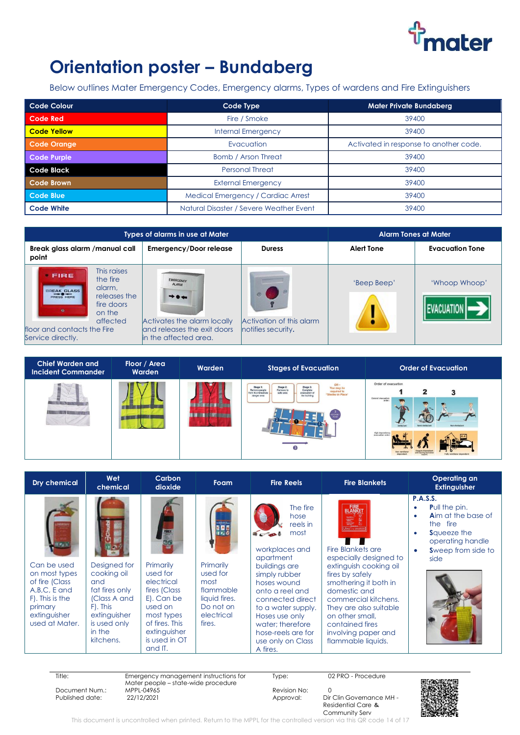# Orientation poster – Bundaberg

Below outlines Mater Emergency Codes, Emergency alarms, Types of wardens and Fire Extinguishers

| Code Colour | Code Type | Mater Private Bundaberg |
|---|---|---|
| Code Red | Fire / Smoke | 39400 |
| Code Yellow | Internal Emergency | 39400 |
| Code Orange | Evacuation | Activated in response to another code. |
| Code Purple | Bomb / Arson Threat | 39400 |
| Code Black | Personal Threat | 39400 |
| Code Brown | External Emergency | 39400 |
| Code Blue | Medical Emergency / Cardiac Arrest | 39400 |
| Code White | Natural Disaster / Severe Weather Event | 39400 |

| Types of alarms in use at Mater | | | Alarm Tones at Mater | |
|---|---|---|---|---|
| Break glass alarm /manual call point | Emergency/Door release | Duress | Alert Tone | Evacuation Tone |
| This raises the fire alarm, releases the fire doors on the affected floor and contacts the Fire Service directly. | Activates the alarm locally and releases the exit doors in the affected area. | Activation of this alarm notifies security. | 'Beep Beep' | 'Whoop Whoop' |

| Chief Warden and Incident Commander | Floor / Area Warden | Warden | Stages of Evacuation | Order of Evacuation |
|---|---|---|---|---|

| Dry chemical | Wet chemical | Carbon dioxide | Foam | Fire Reels | Fire Blankets | Operating an Extinguisher |
|---|---|---|---|---|---|---|
| Can be used on most types of fire (Class A,B,C, E and F). This is the primary extinguisher used at Mater. | Designed for cooking oil and fat fires only (Class A and F). This extinguisher is used only in the kitchens. | Primarily used for electrical fires (Class E). Can be used on most types of fires. This extinguisher is used in OT and IT. | Primarily used for most flammable liquid fires. Do not on electrical fires. | The fire hose reels in most workplaces and apartment buildings are simply rubber hoses wound onto a reel and connected direct to a water supply. Hoses use only water; therefore hose-reels are for use only on Class A fires. | Fire Blankets are especially designed to extinguish cooking oil fires by safely smothering it both in domestic and commercial kitchens. They are also suitable on other small, contained fires involving paper and flammable liquids. | **P.A.S.S.**<br>• **P**ull the pin.<br>• **A**im at the base of the fire<br>• **S**queeze the operating handle<br>• **S**weep from side to side |

| Title: | Emergency management instructions for Mater people – state-wide procedure | Type: | 02 PRO - Procedure |
|---|---|---|---|
| Document Num.: | MPPL-04965 | Revision No: | 0 |
| Published date: | 22/12/2021 | Approval: | Dir Clin Governance MH - Residential Care & Community Serv |

This document is uncontrolled when printed. Return to the MPPL for the controlled version via this QR code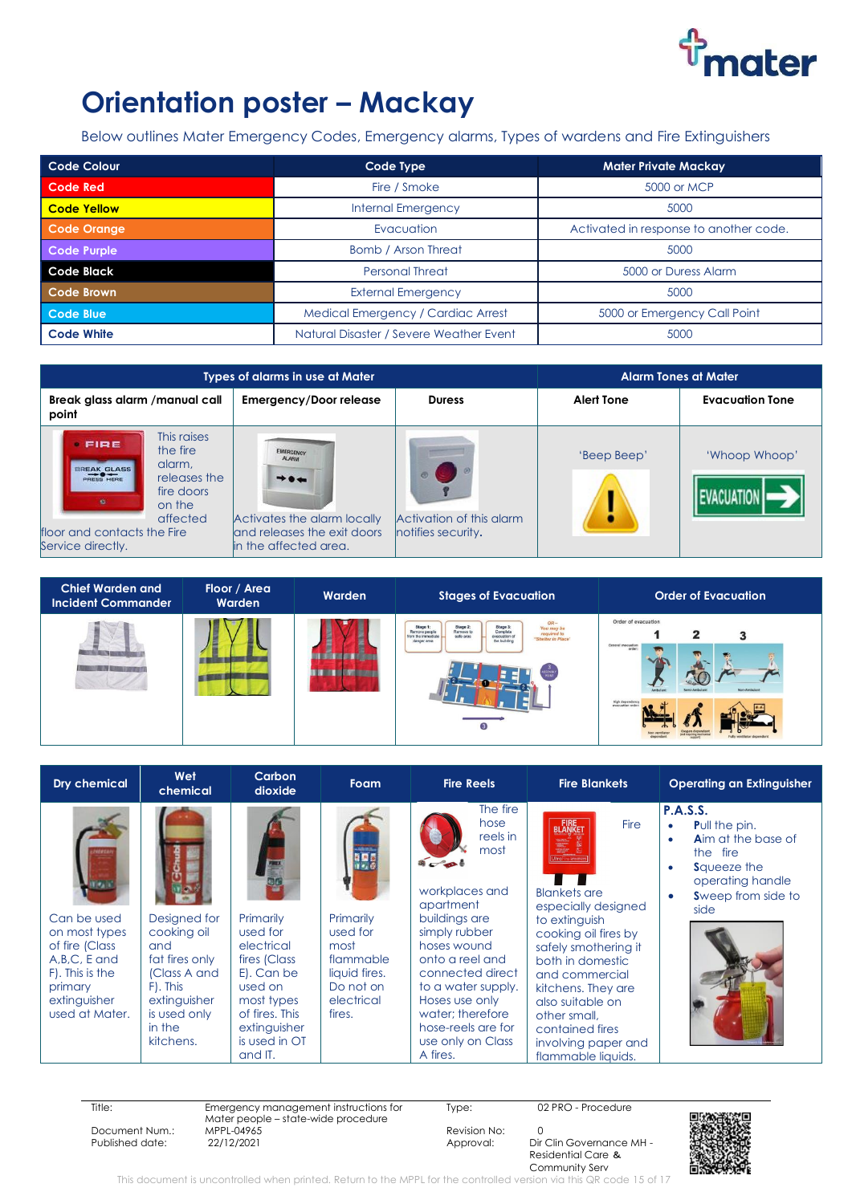# Orientation poster – Mackay

Below outlines Mater Emergency Codes, Emergency alarms, Types of wardens and Fire Extinguishers

| Code Colour | Code Type | Mater Private Mackay |
|---|---|---|
| Code Red | Fire / Smoke | 5000 or MCP |
| Code Yellow | Internal Emergency | 5000 |
| Code Orange | Evacuation | Activated in response to another code. |
| Code Purple | Bomb / Arson Threat | 5000 |
| Code Black | Personal Threat | 5000 or Duress Alarm |
| Code Brown | External Emergency | 5000 |
| Code Blue | Medical Emergency / Cardiac Arrest | 5000 or Emergency Call Point |
| Code White | Natural Disaster / Severe Weather Event | 5000 |

| Types of alarms in use at Mater | | | Alarm Tones at Mater | |
|---|---|---|---|---|
| Break glass alarm /manual call point | Emergency/Door release | Duress | Alert Tone | Evacuation Tone |
| This raises the fire alarm, releases the fire doors on the affected floor and contacts the Fire Service directly. | Activates the alarm locally and releases the exit doors in the affected area. | Activation of this alarm notifies security. | 'Beep Beep' | 'Whoop Whoop' |

| Chief Warden and Incident Commander | Floor / Area Warden | Warden | Stages of Evacuation | Order of Evacuation |
|---|---|---|---|---|

| Dry chemical | Wet chemical | Carbon dioxide | Foam | Fire Reels | Fire Blankets | Operating an Extinguisher |
|---|---|---|---|---|---|---|
| Can be used on most types of fire (Class A,B,C, E and F). This is the primary extinguisher used at Mater. | Designed for cooking oil and fat fires only (Class A and F). This extinguisher is used only in the kitchens. | Primarily used for electrical fires (Class E). Can be used on most types of fires. This extinguisher is used in OT and IT. | Primarily used for most flammable liquid fires. Do not on electrical fires. | The fire hose reels in most workplaces and apartment buildings are simply rubber hoses wound onto a reel and connected direct to a water supply. Hoses use only water; therefore hose-reels are for use only on Class A fires. | Fire Blankets are especially designed to extinguish cooking oil fires by safely smothering it both in domestic and commercial kitchens. They are also suitable on other small, contained fires involving paper and flammable liquids. | **P.A.S.S.**<br>• **P**ull the pin.<br>• **A**im at the base of the fire<br>• **S**queeze the operating handle<br>• **S**weep from side to side |

| Title: | Emergency management instructions for Mater people – state-wide procedure | Type: | 02 PRO - Procedure |
|---|---|---|---|
| Document Num.: | MPPL-04965 | Revision No: | 0 |
| Published date: | 22/12/2021 | Approval: | Dir Clin Governance MH - Residential Care & Community Serv |

This document is uncontrolled when printed. Return to the MPPL for the controlled version via this QR code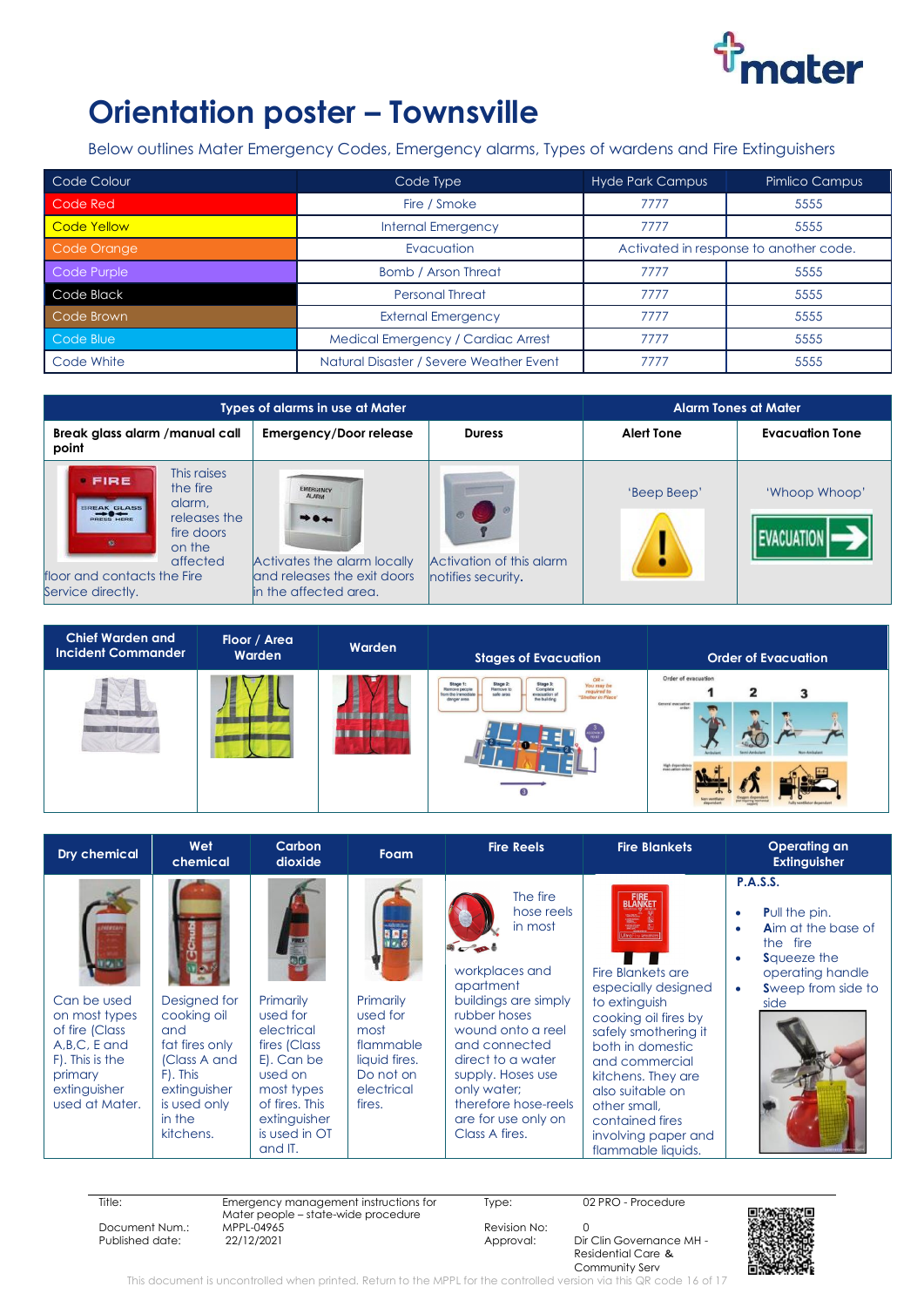# Orientation poster – Townsville

Below outlines Mater Emergency Codes, Emergency alarms, Types of wardens and Fire Extinguishers

| Code Colour | Code Type | Hyde Park Campus | Pimlico Campus |
|---|---|---|---|
| Code Red | Fire / Smoke | 7777 | 5555 |
| Code Yellow | Internal Emergency | 7777 | 5555 |
| Code Orange | Evacuation | Activated in response to another code. | |
| Code Purple | Bomb / Arson Threat | 7777 | 5555 |
| Code Black | Personal Threat | 7777 | 5555 |
| Code Brown | External Emergency | 7777 | 5555 |
| Code Blue | Medical Emergency / Cardiac Arrest | 7777 | 5555 |
| Code White | Natural Disaster / Severe Weather Event | 7777 | 5555 |

| Types of alarms in use at Mater | | | Alarm Tones at Mater | |
|---|---|---|---|---|
| **Break glass alarm /manual call point** | **Emergency/Door release** | **Duress** | **Alert Tone** | **Evacuation Tone** |
| This raises the fire alarm, releases the fire doors on the affected floor and contacts the Fire Service directly. | Activates the alarm locally and releases the exit doors in the affected area. | Activation of this alarm notifies security. | 'Beep Beep' | 'Whoop Whoop' |

| Chief Warden and Incident Commander | Floor / Area Warden | Warden | Stages of Evacuation | Order of Evacuation |
|---|---|---|---|---|
| | | | | |

| Dry chemical | Wet chemical | Carbon dioxide | Foam | Fire Reels | Fire Blankets | Operating an Extinguisher |
|---|---|---|---|---|---|---|
| Can be used on most types of fires (Class A,B,C, E and F). This is the primary extinguisher used at Mater. | Designed for cooking oil and fat fires only (Class A and F). This extinguisher is used only in the kitchens. | Primarily used for electrical fires (Class E). Can be used on most types of fires. This extinguisher is used in OT and IT. | Primarily used for most flammable liquid fires. Do not on electrical fires. | The fire hose reels in most workplaces and apartment buildings are simply rubber hoses wound onto a reel and connected direct to a water supply. Hoses use only water; therefore hose-reels are for use only on Class A fires. | Fire Blankets are especially designed to extinguish cooking oil fires by safely smothering it both in domestic and commercial kitchens. They are also suitable on other small, contained fires involving paper and flammable liquids. | **P.A.S.S.**<br>• **P**ull the pin.<br>• **A**im at the base of the fire<br>• **S**queeze the operating handle<br>• **S**weep from side to side |

| | | | |
|---|---|---|---|
| Title: | Emergency management instructions for Mater people – state-wide procedure | Type: | 02 PRO - Procedure |
| Document Num.: | MPPL-04965 | Revision No: | 0 |
| Published date: | 22/12/2021 | Approval: | Dir Clin Governance MH - Residential Care & Community Serv |

This document is uncontrolled when printed. Return to the MPPL for the controlled version via this QR code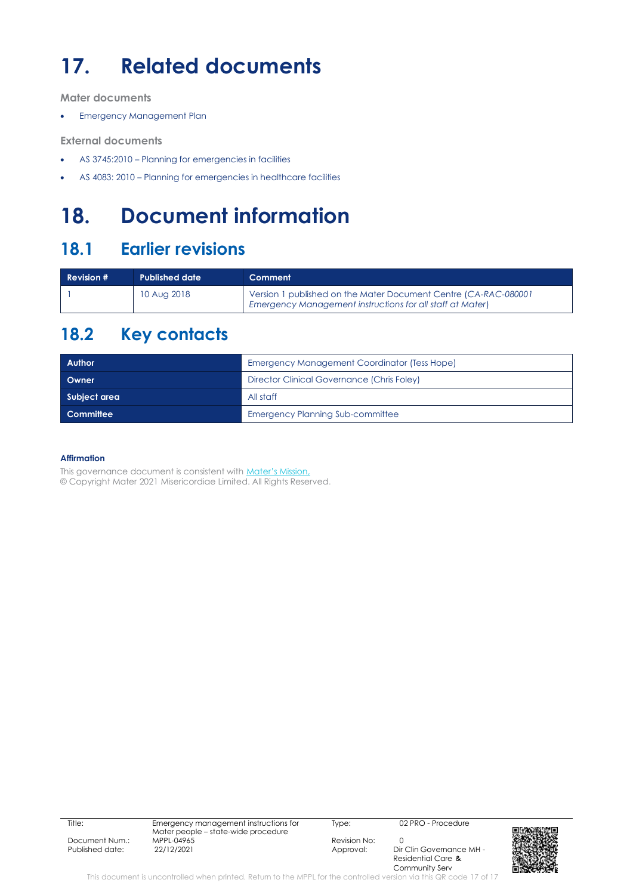# 17. Related documents

**Mater documents**

- Emergency Management Plan

**External documents**

- AS 3745:2010 – Planning for emergencies in facilities
- AS 4083: 2010 – Planning for emergencies in healthcare facilities

# 18. Document information

## 18.1 Earlier revisions

| Revision # | Published date | Comment |
|---|---|---|
| 1 | 10 Aug 2018 | Version 1 published on the Mater Document Centre (*CA-RAC-080001 Emergency Management instructions for all staff at Mater*) |

## 18.2 Key contacts

| | |
|---|---|
| **Author** | Emergency Management Coordinator (Tess Hope) |
| **Owner** | Director Clinical Governance (Chris Foley) |
| **Subject area** | All staff |
| **Committee** | Emergency Planning Sub-committee |

**Affirmation**

This governance document is consistent with Mater's Mission.
© Copyright Mater 2021 Misericordiae Limited. All Rights Reserved.